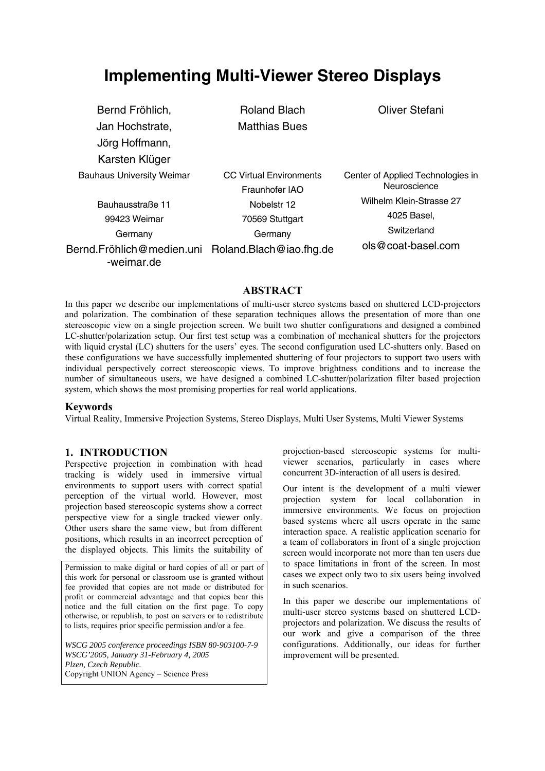# Implementing Multi-Viewer Stereo Displays

Bernd Fröhlich,
Jan Hochstrate,
Jörg Hoffmann,
Karsten Klüger
Bauhaus University Weimar

Bauhausstraße 11
99423 Weimar
Germany
Bernd.Fröhlich@medien.uni-weimar.de

Roland Blach
Matthias Bues
CC Virtual Environments
Fraunhofer IAO
Nobelstr 12
70569 Stuttgart
Germany
Roland.Blach@iao.fhg.de

Oliver Stefani
Center of Applied Technologies in Neuroscience
Wilhelm Klein-Strasse 27
4025 Basel,
Switzerland
ols@coat-basel.com

## ABSTRACT

In this paper we describe our implementations of multi-user stereo systems based on shuttered LCD-projectors and polarization. The combination of these separation techniques allows the presentation of more than one stereoscopic view on a single projection screen. We built two shutter configurations and designed a combined LC-shutter/polarization setup. Our first test setup was a combination of mechanical shutters for the projectors with liquid crystal (LC) shutters for the users' eyes. The second configuration used LC-shutters only. Based on these configurations we have successfully implemented shuttering of four projectors to support two users with individual perspectively correct stereoscopic views. To improve brightness conditions and to increase the number of simultaneous users, we have designed a combined LC-shutter/polarization filter based projection system, which shows the most promising properties for real world applications.

### Keywords

Virtual Reality, Immersive Projection Systems, Stereo Displays, Multi User Systems, Multi Viewer Systems

## 1. INTRODUCTION

Perspective projection in combination with head tracking is widely used in immersive virtual environments to support users with correct spatial perception of the virtual world. However, most projection based stereoscopic systems show a correct perspective view for a single tracked viewer only. Other users share the same view, but from different positions, which results in an incorrect perception of the displayed objects. This limits the suitability of projection-based stereoscopic systems for multi-viewer scenarios, particularly in cases where concurrent 3D-interaction of all users is desired.

Our intent is the development of a multi viewer projection system for local collaboration in immersive environments. We focus on projection based systems where all users operate in the same interaction space. A realistic application scenario for a team of collaborators in front of a single projection screen would incorporate not more than ten users due to space limitations in front of the screen. In most cases we expect only two to six users being involved in such scenarios.

In this paper we describe our implementations of multi-user stereo systems based on shuttered LCD-projectors and polarization. We discuss the results of our work and give a comparison of the three configurations. Additionally, our ideas for further improvement will be presented.

Permission to make digital or hard copies of all or part of this work for personal or classroom use is granted without fee provided that copies are not made or distributed for profit or commercial advantage and that copies bear this notice and the full citation on the first page. To copy otherwise, or republish, to post on servers or to redistribute to lists, requires prior specific permission and/or a fee.

*WSCG 2005 conference proceedings ISBN 80-903100-7-9*
*WSCG'2005, January 31-February 4, 2005*
*Plzen, Czech Republic.*
Copyright UNION Agency – Science Press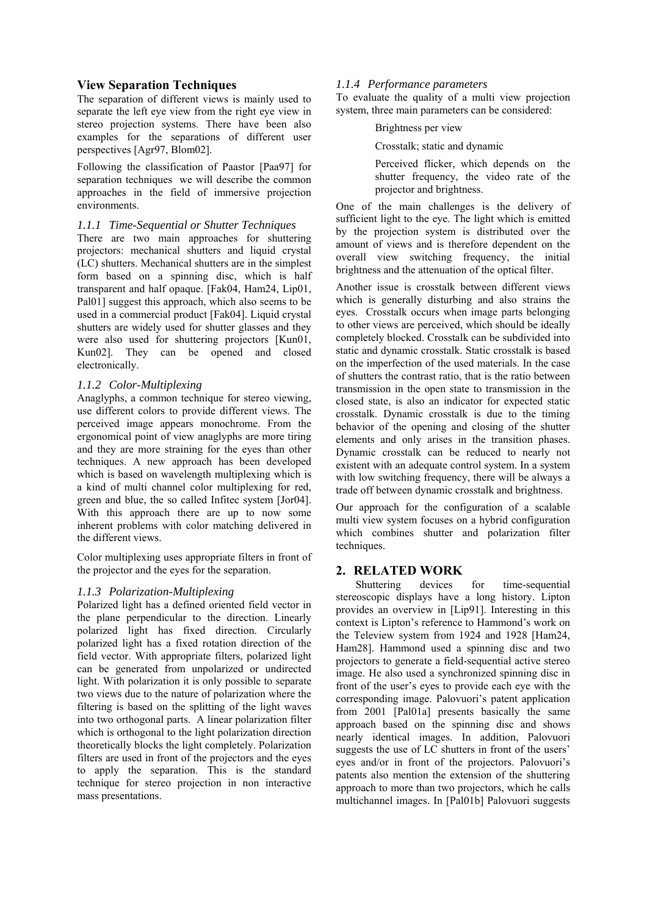## View Separation Techniques

The separation of different views is mainly used to separate the left eye view from the right eye view in stereo projection systems. There have been also examples for the separations of different user perspectives [Agr97, Blom02].

Following the classification of Paastor [Paa97] for separation techniques we will describe the common approaches in the field of immersive projection environments.

### *1.1.1 Time-Sequential or Shutter Techniques*

There are two main approaches for shuttering projectors: mechanical shutters and liquid crystal (LC) shutters. Mechanical shutters are in the simplest form based on a spinning disc, which is half transparent and half opaque. [Fak04, Ham24, Lip01, Pal01] suggest this approach, which also seems to be used in a commercial product [Fak04]. Liquid crystal shutters are widely used for shutter glasses and they were also used for shuttering projectors [Kun01, Kun02]. They can be opened and closed electronically.

### *1.1.2 Color-Multiplexing*

Anaglyphs, a common technique for stereo viewing, use different colors to provide different views. The perceived image appears monochrome. From the ergonomical point of view anaglyphs are more tiring and they are more straining for the eyes than other techniques. A new approach has been developed which is based on wavelength multiplexing which is a kind of multi channel color multiplexing for red, green and blue, the so called Infitec system [Jor04]. With this approach there are up to now some inherent problems with color matching delivered in the different views.

Color multiplexing uses appropriate filters in front of the projector and the eyes for the separation.

### *1.1.3 Polarization-Multiplexing*

Polarized light has a defined oriented field vector in the plane perpendicular to the direction. Linearly polarized light has fixed direction. Circularly polarized light has a fixed rotation direction of the field vector. With appropriate filters, polarized light can be generated from unpolarized or undirected light. With polarization it is only possible to separate two views due to the nature of polarization where the filtering is based on the splitting of the light waves into two orthogonal parts. A linear polarization filter which is orthogonal to the light polarization direction theoretically blocks the light completely. Polarization filters are used in front of the projectors and the eyes to apply the separation. This is the standard technique for stereo projection in non interactive mass presentations.

### *1.1.4 Performance parameters*

To evaluate the quality of a multi view projection system, three main parameters can be considered:

- Brightness per view
- Crosstalk; static and dynamic
- Perceived flicker, which depends on the shutter frequency, the video rate of the projector and brightness.

One of the main challenges is the delivery of sufficient light to the eye. The light which is emitted by the projection system is distributed over the amount of views and is therefore dependent on the overall view switching frequency, the initial brightness and the attenuation of the optical filter.

Another issue is crosstalk between different views which is generally disturbing and also strains the eyes. Crosstalk occurs when image parts belonging to other views are perceived, which should be ideally completely blocked. Crosstalk can be subdivided into static and dynamic crosstalk. Static crosstalk is based on the imperfection of the used materials. In the case of shutters the contrast ratio, that is the ratio between transmission in the open state to transmission in the closed state, is also an indicator for expected static crosstalk. Dynamic crosstalk is due to the timing behavior of the opening and closing of the shutter elements and only arises in the transition phases. Dynamic crosstalk can be reduced to nearly not existent with an adequate control system. In a system with low switching frequency, there will be always a trade off between dynamic crosstalk and brightness.

Our approach for the configuration of a scalable multi view system focuses on a hybrid configuration which combines shutter and polarization filter techniques.

## 2. RELATED WORK

Shuttering devices for time-sequential stereoscopic displays have a long history. Lipton provides an overview in [Lip91]. Interesting in this context is Lipton's reference to Hammond's work on the Teleview system from 1924 and 1928 [Ham24, Ham28]. Hammond used a spinning disc and two projectors to generate a field-sequential active stereo image. He also used a synchronized spinning disc in front of the user's eyes to provide each eye with the corresponding image. Palovuori's patent application from 2001 [Pal01a] presents basically the same approach based on the spinning disc and shows nearly identical images. In addition, Palovuori suggests the use of LC shutters in front of the users' eyes and/or in front of the projectors. Palovuori's patents also mention the extension of the shuttering approach to more than two projectors, which he calls multichannel images. In [Pal01b] Palovuori suggests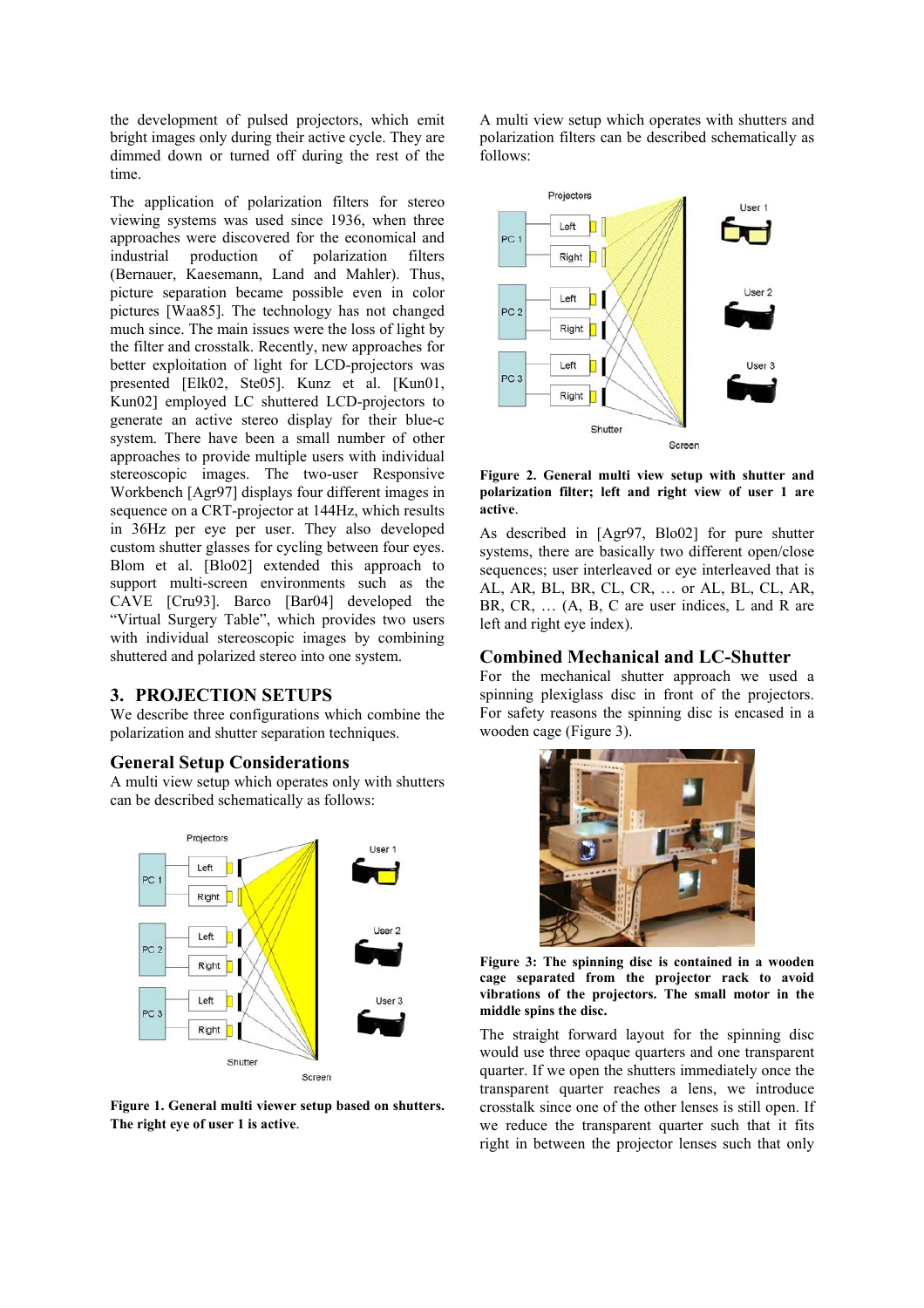the development of pulsed projectors, which emit bright images only during their active cycle. They are dimmed down or turned off during the rest of the time.

The application of polarization filters for stereo viewing systems was used since 1936, when three approaches were discovered for the economical and industrial production of polarization filters (Bernauer, Kaesemann, Land and Mahler). Thus, picture separation became possible even in color pictures [Waa85]. The technology has not changed much since. The main issues were the loss of light by the filter and crosstalk. Recently, new approaches for better exploitation of light for LCD-projectors was presented [Elk02, Ste05]. Kunz et al. [Kun01, Kun02] employed LC shuttered LCD-projectors to generate an active stereo display for their blue-c system. There have been a small number of other approaches to provide multiple users with individual stereoscopic images. The two-user Responsive Workbench [Agr97] displays four different images in sequence on a CRT-projector at 144Hz, which results in 36Hz per eye per user. They also developed custom shutter glasses for cycling between four eyes. Blom et al. [Blo02] extended this approach to support multi-screen environments such as the CAVE [Cru93]. Barco [Bar04] developed the "Virtual Surgery Table", which provides two users with individual stereoscopic images by combining shuttered and polarized stereo into one system.

## 3. PROJECTION SETUPS

We describe three configurations which combine the polarization and shutter separation techniques.

### General Setup Considerations

A multi view setup which operates only with shutters can be described schematically as follows:

**Figure 1. General multi viewer setup based on shutters. The right eye of user 1 is active.**

A multi view setup which operates with shutters and polarization filters can be described schematically as follows:

**Figure 2. General multi view setup with shutter and polarization filter; left and right view of user 1 are active.**

As described in [Agr97, Blo02] for pure shutter systems, there are basically two different open/close sequences; user interleaved or eye interleaved that is AL, AR, BL, BR, CL, CR, … or AL, BL, CL, AR, BR, CR, … (A, B, C are user indices, L and R are left and right eye index).

### Combined Mechanical and LC-Shutter

For the mechanical shutter approach we used a spinning plexiglass disc in front of the projectors. For safety reasons the spinning disc is encased in a wooden cage (Figure 3).

**Figure 3: The spinning disc is contained in a wooden cage separated from the projector rack to avoid vibrations of the projectors. The small motor in the middle spins the disc.**

The straight forward layout for the spinning disc would use three opaque quarters and one transparent quarter. If we open the shutters immediately once the transparent quarter reaches a lens, we introduce crosstalk since one of the other lenses is still open. If we reduce the transparent quarter such that it fits right in between the projector lenses such that only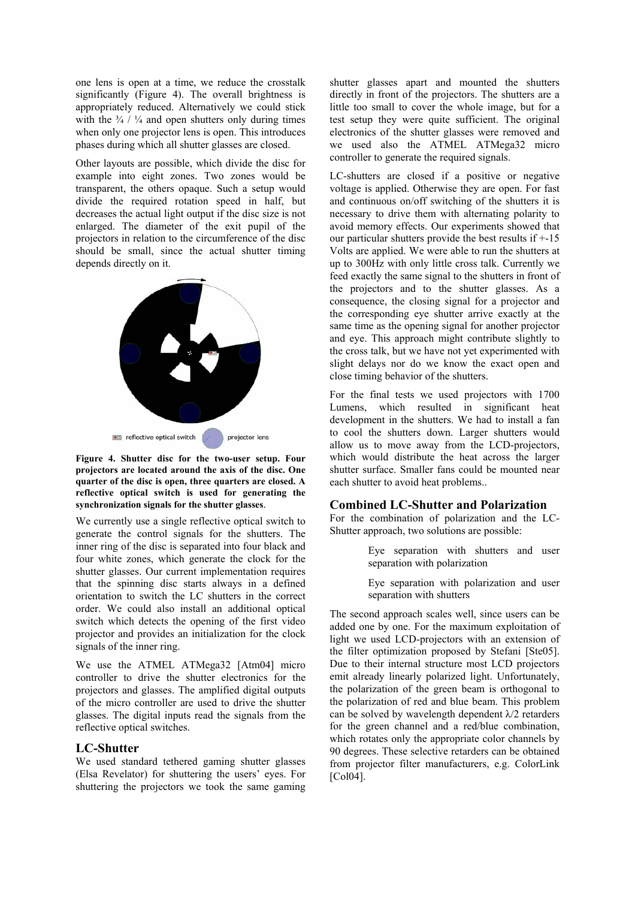one lens is open at a time, we reduce the crosstalk significantly (Figure 4). The overall brightness is appropriately reduced. Alternatively we could stick with the ¾ / ¼ and open shutters only during times when only one projector lens is open. This introduces phases during which all shutter glasses are closed.

Other layouts are possible, which divide the disc for example into eight zones. Two zones would be transparent, the others opaque. Such a setup would divide the required rotation speed in half, but decreases the actual light output if the disc size is not enlarged. The diameter of the exit pupil of the projectors in relation to the circumference of the disc should be small, since the actual shutter timing depends directly on it.

reflective optical switch    projector lens

**Figure 4. Shutter disc for the two-user setup. Four projectors are located around the axis of the disc. One quarter of the disc is open, three quarters are closed. A reflective optical switch is used for generating the synchronization signals for the shutter glasses**.

We currently use a single reflective optical switch to generate the control signals for the shutters. The inner ring of the disc is separated into four black and four white zones, which generate the clock for the shutter glasses. Our current implementation requires that the spinning disc starts always in a defined orientation to switch the LC shutters in the correct order. We could also install an additional optical switch which detects the opening of the first video projector and provides an initialization for the clock signals of the inner ring.

We use the ATMEL ATMega32 [Atm04] micro controller to drive the shutter electronics for the projectors and glasses. The amplified digital outputs of the micro controller are used to drive the shutter glasses. The digital inputs read the signals from the reflective optical switches.

## LC-Shutter

We used standard tethered gaming shutter glasses (Elsa Revelator) for shuttering the users' eyes. For shuttering the projectors we took the same gaming shutter glasses apart and mounted the shutters directly in front of the projectors. The shutters are a little too small to cover the whole image, but for a test setup they were quite sufficient. The original electronics of the shutter glasses were removed and we used also the ATMEL ATMega32 micro controller to generate the required signals.

LC-shutters are closed if a positive or negative voltage is applied. Otherwise they are open. For fast and continuous on/off switching of the shutters it is necessary to drive them with alternating polarity to avoid memory effects. Our experiments showed that our particular shutters provide the best results if +-15 Volts are applied. We were able to run the shutters at up to 300Hz with only little cross talk. Currently we feed exactly the same signal to the shutters in front of the projectors and to the shutter glasses. As a consequence, the closing signal for a projector and the corresponding eye shutter arrive exactly at the same time as the opening signal for another projector and eye. This approach might contribute slightly to the cross talk, but we have not yet experimented with slight delays nor do we know the exact open and close timing behavior of the shutters.

For the final tests we used projectors with 1700 Lumens, which resulted in significant heat development in the shutters. We had to install a fan to cool the shutters down. Larger shutters would allow us to move away from the LCD-projectors, which would distribute the heat across the larger shutter surface. Smaller fans could be mounted near each shutter to avoid heat problems..

## Combined LC-Shutter and Polarization

For the combination of polarization and the LC-Shutter approach, two solutions are possible:

> Eye separation with shutters and user separation with polarization
>
> Eye separation with polarization and user separation with shutters

The second approach scales well, since users can be added one by one. For the maximum exploitation of light we used LCD-projectors with an extension of the filter optimization proposed by Stefani [Ste05]. Due to their internal structure most LCD projectors emit already linearly polarized light. Unfortunately, the polarization of the green beam is orthogonal to the polarization of red and blue beam. This problem can be solved by wavelength dependent $\lambda/2$ retarders for the green channel and a red/blue combination, which rotates only the appropriate color channels by 90 degrees. These selective retarders can be obtained from projector filter manufacturers, e.g. ColorLink [Col04].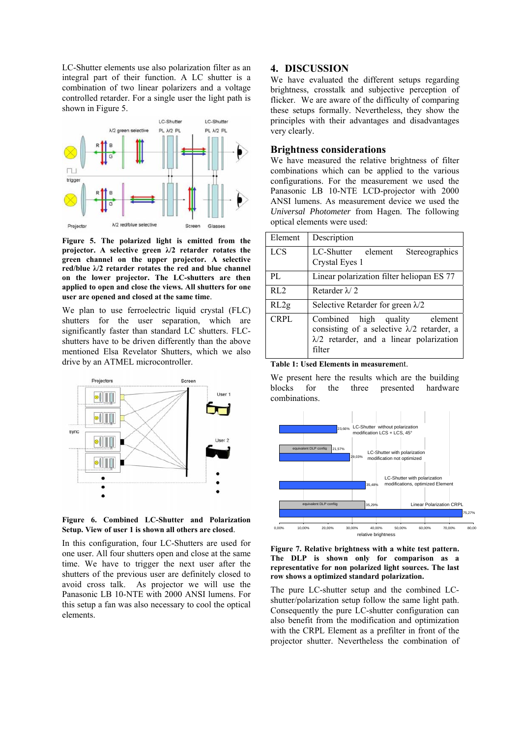LC-Shutter elements use also polarization filter as an integral part of their function. A LC shutter is a combination of two linear polarizers and a voltage controlled retarder. For a single user the light path is shown in Figure 5.

**Figure 5. The polarized light is emitted from the projector. A selective green λ/2 retarder rotates the green channel on the upper projector. A selective red/blue λ/2 retarder rotates the red and blue channel on the lower projector. The LC-shutters are then applied to open and close the views. All shutters for one user are opened and closed at the same time.**

We plan to use ferroelectric liquid crystal (FLC) shutters for the user separation, which are significantly faster than standard LC shutters. FLC-shutters have to be driven differently than the above mentioned Elsa Revelator Shutters, which we also drive by an ATMEL microcontroller.

**Figure 6. Combined LC-Shutter and Polarization Setup. View of user 1 is shown all others are closed.**

In this configuration, four LC-Shutters are used for one user. All four shutters open and close at the same time. We have to trigger the next user after the shutters of the previous user are definitely closed to avoid cross talk. As projector we will use the Panasonic LB 10-NTE with 2000 ANSI lumens. For this setup a fan was also necessary to cool the optical elements.

## 4. DISCUSSION

We have evaluated the different setups regarding brightness, crosstalk and subjective perception of flicker. We are aware of the difficulty of comparing these setups formally. Nevertheless, they show the principles with their advantages and disadvantages very clearly.

### Brightness considerations

We have measured the relative brightness of filter combinations which can be applied to the various configurations. For the measurement we used the Panasonic LB 10-NTE LCD-projector with 2000 ANSI lumens. As measurement device we used the *Universal Photometer* from Hagen. The following optical elements were used:

| Element | Description |
|---|---|
| LCS | LC-Shutter element Stereographics Crystal Eyes 1 |
| PL | Linear polarization filter heliopan ES 77 |
| RL2 | Retarder λ/ 2 |
| RL2g | Selective Retarder for green λ/2 |
| CRPL | Combined high quality element consisting of a selective λ/2 retarder, a λ/2 retarder, and a linear polarization filter |

**Table 1: Used Elements in measurement.**

We present here the results which are the building blocks for the three presented hardware combinations.

**Figure 7. Relative brightness with a white test pattern. The DLP is shown only for comparison as a representative for non polarized light sources. The last row shows a optimized standard polarization.**

The pure LC-shutter setup and the combined LC-shutter/polarization setup follow the same light path. Consequently the pure LC-shutter configuration can also benefit from the modification and optimization with the CRPL Element as a prefilter in front of the projector shutter. Nevertheless the combination of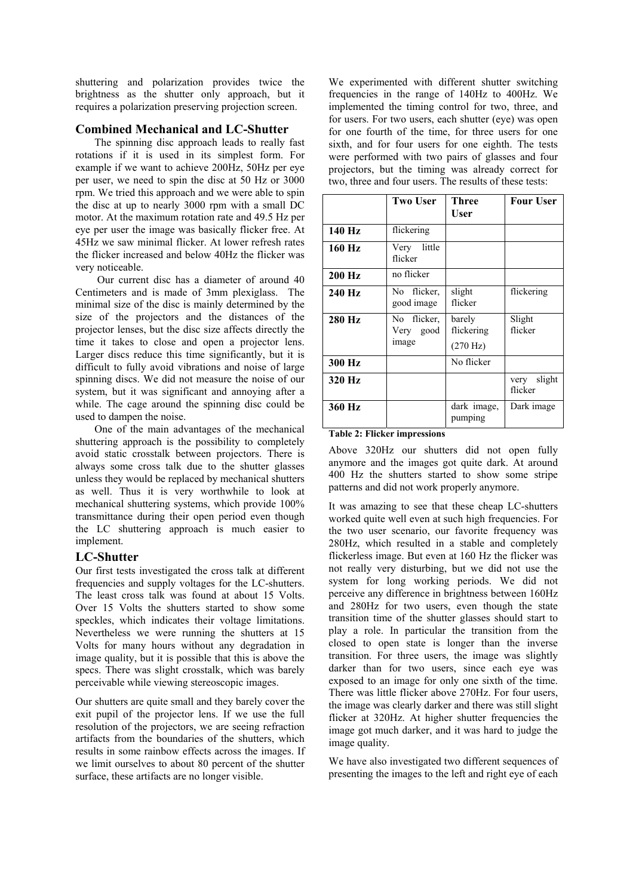shuttering and polarization provides twice the brightness as the shutter only approach, but it requires a polarization preserving projection screen.

## Combined Mechanical and LC-Shutter

The spinning disc approach leads to really fast rotations if it is used in its simplest form. For example if we want to achieve 200Hz, 50Hz per eye per user, we need to spin the disc at 50 Hz or 3000 rpm. We tried this approach and we were able to spin the disc at up to nearly 3000 rpm with a small DC motor. At the maximum rotation rate and 49.5 Hz per eye per user the image was basically flicker free. At 45Hz we saw minimal flicker. At lower refresh rates the flicker increased and below 40Hz the flicker was very noticeable.

Our current disc has a diameter of around 40 Centimeters and is made of 3mm plexiglass. The minimal size of the disc is mainly determined by the size of the projectors and the distances of the projector lenses, but the disc size affects directly the time it takes to close and open a projector lens. Larger discs reduce this time significantly, but it is difficult to fully avoid vibrations and noise of large spinning discs. We did not measure the noise of our system, but it was significant and annoying after a while. The cage around the spinning disc could be used to dampen the noise.

One of the main advantages of the mechanical shuttering approach is the possibility to completely avoid static crosstalk between projectors. There is always some cross talk due to the shutter glasses unless they would be replaced by mechanical shutters as well. Thus it is very worthwhile to look at mechanical shuttering systems, which provide 100% transmittance during their open period even though the LC shuttering approach is much easier to implement.

## LC-Shutter

Our first tests investigated the cross talk at different frequencies and supply voltages for the LC-shutters. The least cross talk was found at about 15 Volts. Over 15 Volts the shutters started to show some speckles, which indicates their voltage limitations. Nevertheless we were running the shutters at 15 Volts for many hours without any degradation in image quality, but it is possible that this is above the specs. There was slight crosstalk, which was barely perceivable while viewing stereoscopic images.

Our shutters are quite small and they barely cover the exit pupil of the projector lens. If we use the full resolution of the projectors, we are seeing refraction artifacts from the boundaries of the shutters, which results in some rainbow effects across the images. If we limit ourselves to about 80 percent of the shutter surface, these artifacts are no longer visible.

We experimented with different shutter switching frequencies in the range of 140Hz to 400Hz. We implemented the timing control for two, three, and for users. For two users, each shutter (eye) was open for one fourth of the time, for three users for one sixth, and for four users for one eighth. The tests were performed with two pairs of glasses and four projectors, but the timing was already correct for two, three and four users. The results of these tests:

| | Two User | Three User | Four User |
|---|---|---|---|
| **140 Hz** | flickering | | |
| **160 Hz** | Very little flicker | | |
| **200 Hz** | no flicker | | |
| **240 Hz** | No flicker, good image | slight flicker | flickering |
| **280 Hz** | No flicker, Very good image | barely flickering (270 Hz) | Slight flicker |
| **300 Hz** | | No flicker | |
| **320 Hz** | | | very slight flicker |
| **360 Hz** | | dark image, pumping | Dark image |

**Table 2: Flicker impressions**

Above 320Hz our shutters did not open fully anymore and the images got quite dark. At around 400 Hz the shutters started to show some stripe patterns and did not work properly anymore.

It was amazing to see that these cheap LC-shutters worked quite well even at such high frequencies. For the two user scenario, our favorite frequency was 280Hz, which resulted in a stable and completely flickerless image. But even at 160 Hz the flicker was not really very disturbing, but we did not use the system for long working periods. We did not perceive any difference in brightness between 160Hz and 280Hz for two users, even though the state transition time of the shutter glasses should start to play a role. In particular the transition from the closed to open state is longer than the inverse transition. For three users, the image was slightly darker than for two users, since each eye was exposed to an image for only one sixth of the time. There was little flicker above 270Hz. For four users, the image was clearly darker and there was still slight flicker at 320Hz. At higher shutter frequencies the image got much darker, and it was hard to judge the image quality.

We have also investigated two different sequences of presenting the images to the left and right eye of each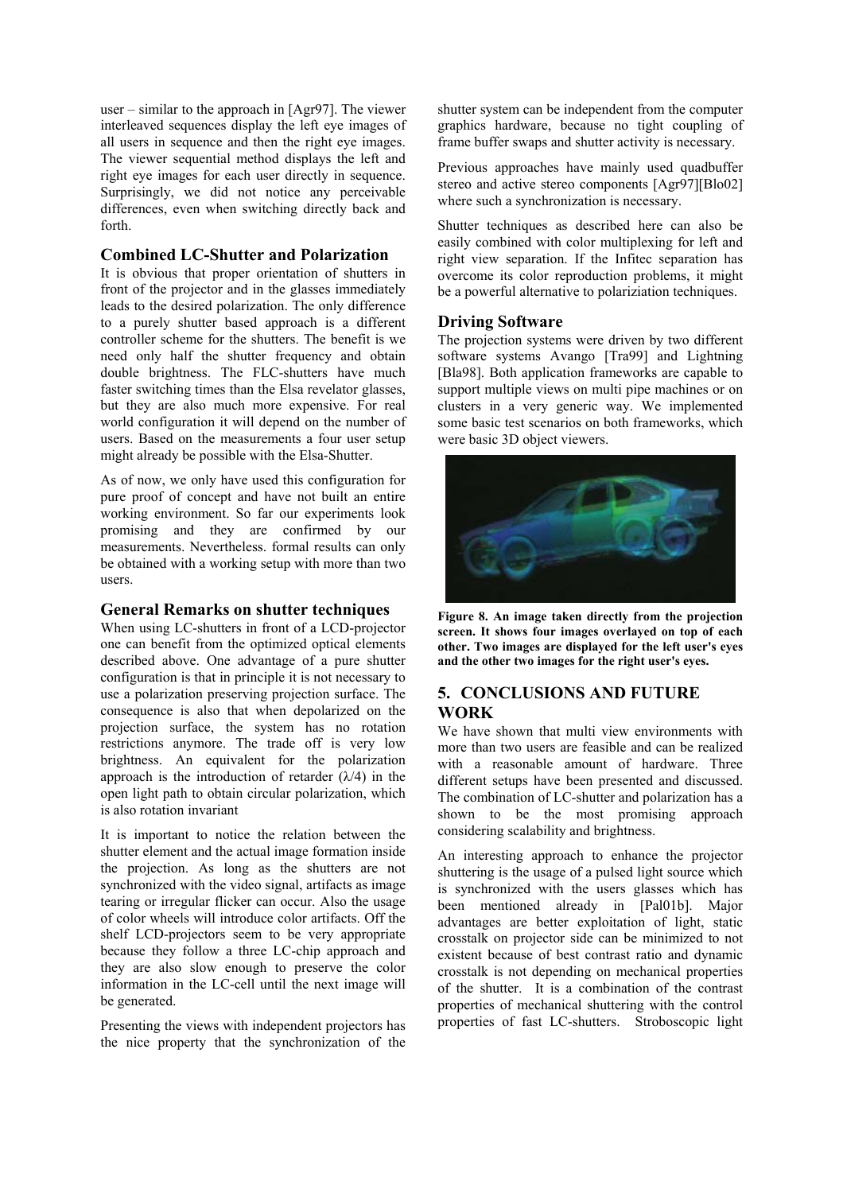user – similar to the approach in [Agr97]. The viewer interleaved sequences display the left eye images of all users in sequence and then the right eye images. The viewer sequential method displays the left and right eye images for each user directly in sequence. Surprisingly, we did not notice any perceivable differences, even when switching directly back and forth.

### Combined LC-Shutter and Polarization

It is obvious that proper orientation of shutters in front of the projector and in the glasses immediately leads to the desired polarization. The only difference to a purely shutter based approach is a different controller scheme for the shutters. The benefit is we need only half the shutter frequency and obtain double brightness. The FLC-shutters have much faster switching times than the Elsa revelator glasses, but they are also much more expensive. For real world configuration it will depend on the number of users. Based on the measurements a four user setup might already be possible with the Elsa-Shutter.

As of now, we only have used this configuration for pure proof of concept and have not built an entire working environment. So far our experiments look promising and they are confirmed by our measurements. Nevertheless. formal results can only be obtained with a working setup with more than two users.

### General Remarks on shutter techniques

When using LC-shutters in front of a LCD-projector one can benefit from the optimized optical elements described above. One advantage of a pure shutter configuration is that in principle it is not necessary to use a polarization preserving projection surface. The consequence is also that when depolarized on the projection surface, the system has no rotation restrictions anymore. The trade off is very low brightness. An equivalent for the polarization approach is the introduction of retarder ($\lambda/4$) in the open light path to obtain circular polarization, which is also rotation invariant

It is important to notice the relation between the shutter element and the actual image formation inside the projection. As long as the shutters are not synchronized with the video signal, artifacts as image tearing or irregular flicker can occur. Also the usage of color wheels will introduce color artifacts. Off the shelf LCD-projectors seem to be very appropriate because they follow a three LC-chip approach and they are also slow enough to preserve the color information in the LC-cell until the next image will be generated.

Presenting the views with independent projectors has the nice property that the synchronization of the shutter system can be independent from the computer graphics hardware, because no tight coupling of frame buffer swaps and shutter activity is necessary.

Previous approaches have mainly used quadbuffer stereo and active stereo components [Agr97][Blo02] where such a synchronization is necessary.

Shutter techniques as described here can also be easily combined with color multiplexing for left and right view separation. If the Infitec separation has overcome its color reproduction problems, it might be a powerful alternative to polariziation techniques.

### Driving Software

The projection systems were driven by two different software systems Avango [Tra99] and Lightning [Bla98]. Both application frameworks are capable to support multiple views on multi pipe machines or on clusters in a very generic way. We implemented some basic test scenarios on both frameworks, which were basic 3D object viewers.

**Figure 8. An image taken directly from the projection screen. It shows four images overlayed on top of each other. Two images are displayed for the left user's eyes and the other two images for the right user's eyes.**

## 5. CONCLUSIONS AND FUTURE WORK

We have shown that multi view environments with more than two users are feasible and can be realized with a reasonable amount of hardware. Three different setups have been presented and discussed. The combination of LC-shutter and polarization has a shown to be the most promising approach considering scalability and brightness.

An interesting approach to enhance the projector shuttering is the usage of a pulsed light source which is synchronized with the users glasses which has been mentioned already in [Pal01b]. Major advantages are better exploitation of light, static crosstalk on projector side can be minimized to not existent because of best contrast ratio and dynamic crosstalk is not depending on mechanical properties of the shutter. It is a combination of the contrast properties of mechanical shuttering with the control properties of fast LC-shutters. Stroboscopic light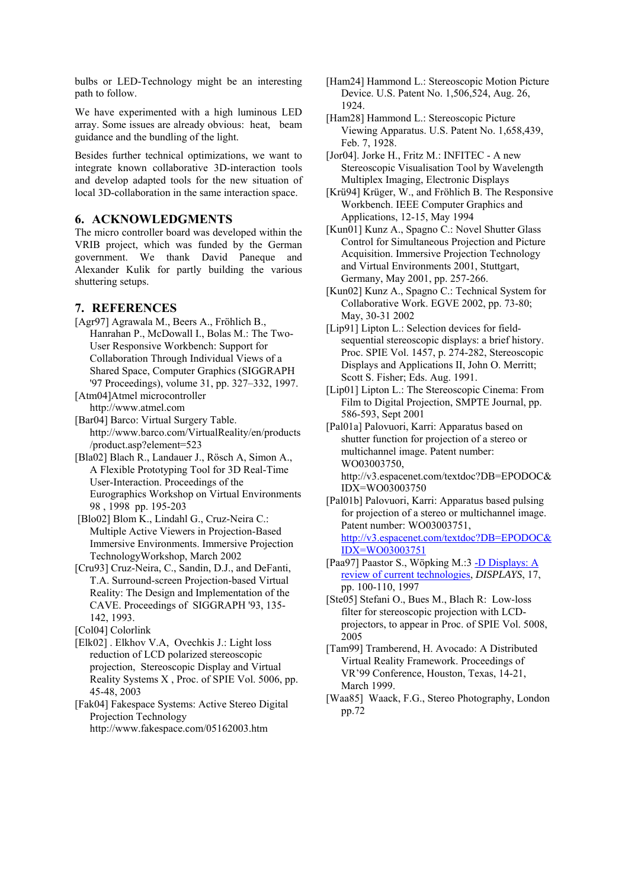bulbs or LED-Technology might be an interesting path to follow.

We have experimented with a high luminous LED array. Some issues are already obvious: heat, beam guidance and the bundling of the light.

Besides further technical optimizations, we want to integrate known collaborative 3D-interaction tools and develop adapted tools for the new situation of local 3D-collaboration in the same interaction space.

## 6. ACKNOWLEDGMENTS

The micro controller board was developed within the VRIB project, which was funded by the German government. We thank David Paneque and Alexander Kulik for partly building the various shuttering setups.

## 7. REFERENCES

[Agr97] Agrawala M., Beers A., Fröhlich B., Hanrahan P., McDowall I., Bolas M.: The Two-User Responsive Workbench: Support for Collaboration Through Individual Views of a Shared Space, Computer Graphics (SIGGRAPH '97 Proceedings), volume 31, pp. 327–332, 1997.

[Atm04]Atmel microcontroller http://www.atmel.com

[Bar04] Barco: Virtual Surgery Table. http://www.barco.com/VirtualReality/en/products/product.asp?element=523

[Bla02] Blach R., Landauer J., Rösch A, Simon A., A Flexible Prototyping Tool for 3D Real-Time User-Interaction. Proceedings of the Eurographics Workshop on Virtual Environments 98 , 1998 pp. 195-203

[Blo02] Blom K., Lindahl G., Cruz-Neira C.: Multiple Active Viewers in Projection-Based Immersive Environments. Immersive Projection TechnologyWorkshop, March 2002

[Cru93] Cruz-Neira, C., Sandin, D.J., and DeFanti, T.A. Surround-screen Projection-based Virtual Reality: The Design and Implementation of the CAVE. Proceedings of SIGGRAPH '93, 135-142, 1993.

[Col04] Colorlink

[Elk02] . Elkhov V.A, Ovechkis J.: Light loss reduction of LCD polarized stereoscopic projection, Stereoscopic Display and Virtual Reality Systems X , Proc. of SPIE Vol. 5006, pp. 45-48, 2003

[Fak04] Fakespace Systems: Active Stereo Digital Projection Technology http://www.fakespace.com/05162003.htm

[Ham24] Hammond L.: Stereoscopic Motion Picture Device. U.S. Patent No. 1,506,524, Aug. 26, 1924.

[Ham28] Hammond L.: Stereoscopic Picture Viewing Apparatus. U.S. Patent No. 1,658,439, Feb. 7, 1928.

[Jor04]. Jorke H., Fritz M.: INFITEC - A new Stereoscopic Visualisation Tool by Wavelength Multiplex Imaging, Electronic Displays

[Krü94] Krüger, W., and Fröhlich B. The Responsive Workbench. IEEE Computer Graphics and Applications, 12-15, May 1994

[Kun01] Kunz A., Spagno C.: Novel Shutter Glass Control for Simultaneous Projection and Picture Acquisition. Immersive Projection Technology and Virtual Environments 2001, Stuttgart, Germany, May 2001, pp. 257-266.

[Kun02] Kunz A., Spagno C.: Technical System for Collaborative Work. EGVE 2002, pp. 73-80; May, 30-31 2002

[Lip91] Lipton L.: Selection devices for field-sequential stereoscopic displays: a brief history. Proc. SPIE Vol. 1457, p. 274-282, Stereoscopic Displays and Applications II, John O. Merritt; Scott S. Fisher; Eds. Aug. 1991.

[Lip01] Lipton L.: The Stereoscopic Cinema: From Film to Digital Projection, SMPTE Journal, pp. 586-593, Sept 2001

[Pal01a] Palovuori, Karri: Apparatus based on shutter function for projection of a stereo or multichannel image. Patent number: WO03003750, http://v3.espacenet.com/textdoc?DB=EPODOC&IDX=WO03003750

[Pal01b] Palovuori, Karri: Apparatus based pulsing for projection of a stereo or multichannel image. Patent number: WO03003751, http://v3.espacenet.com/textdoc?DB=EPODOC&IDX=WO03003751

[Paa97] Paastor S., Wöpking M.:3 -D Displays: A review of current technologies, *DISPLAYS*, 17, pp. 100-110, 1997

[Ste05] Stefani O., Bues M., Blach R: Low-loss filter for stereoscopic projection with LCD-projectors, to appear in Proc. of SPIE Vol. 5008, 2005

[Tam99] Tramberend, H. Avocado: A Distributed Virtual Reality Framework. Proceedings of VR'99 Conference, Houston, Texas, 14-21, March 1999.

[Waa85] Waack, F.G., Stereo Photography, London pp.72